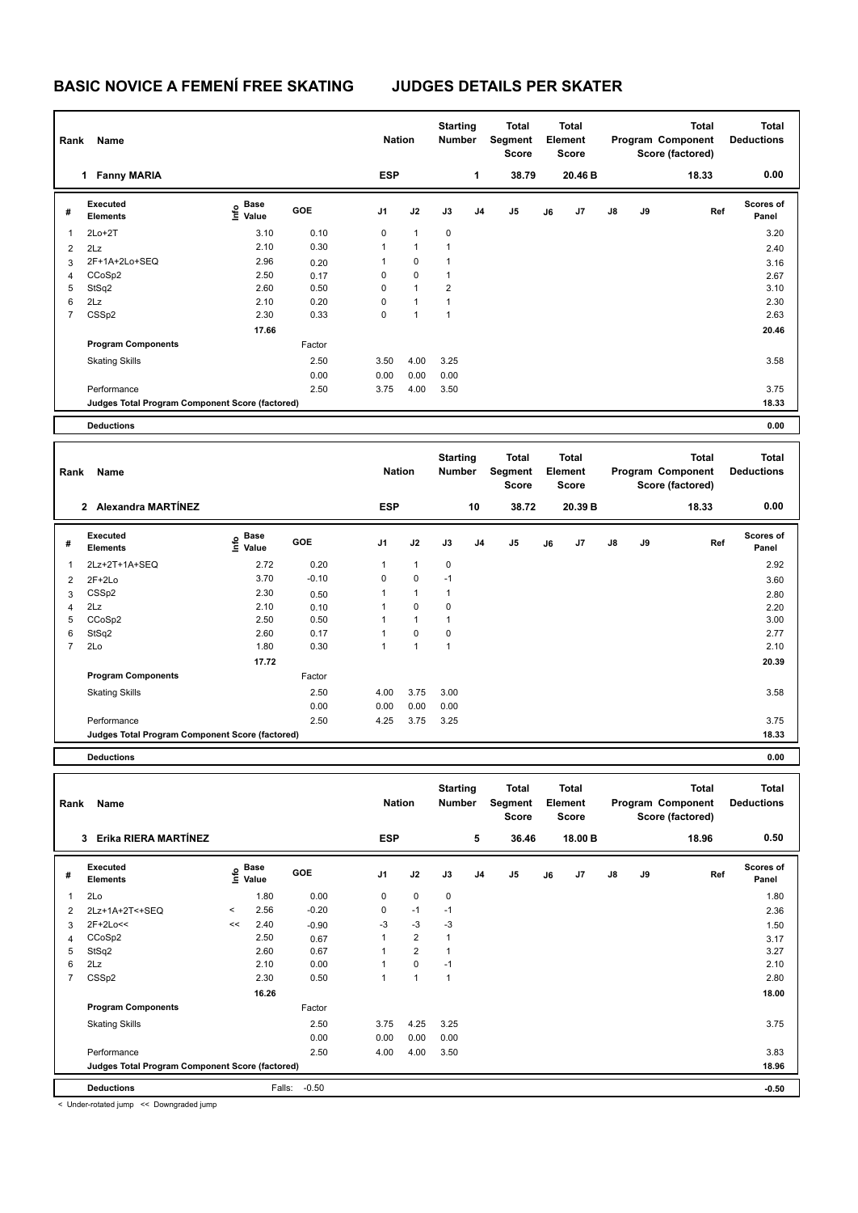# BASIC NOVICE A FEMENÍ FREE SKATING JUDGES DETAILS PER SKATER

| Rank | Name | Nation | Starting Number | Total Segment Score | Total Element Score | Total Program Component Score (factored) | Total Deductions |
|---|---|---|---|---|---|---|---|
| 1 | Fanny MARIA | ESP | 1 | 38.79 | 20.46 B | 18.33 | 0.00 |

| # | Executed Elements | Info | Base Value | GOE | J1 | J2 | J3 | J4 | J5 | J6 | J7 | J8 | J9 | Ref | Scores of Panel |
|---|---|---|---|---|---|---|---|---|---|---|---|---|---|---|---|
| 1 | 2Lo+2T | | 3.10 | 0.10 | 0 | 1 | 0 | | | | | | | | 3.20 |
| 2 | 2Lz | | 2.10 | 0.30 | 1 | 1 | 1 | | | | | | | | 2.40 |
| 3 | 2F+1A+2Lo+SEQ | | 2.96 | 0.20 | 1 | 0 | 1 | | | | | | | | 3.16 |
| 4 | CCoSp2 | | 2.50 | 0.17 | 0 | 0 | 1 | | | | | | | | 2.67 |
| 5 | StSq2 | | 2.60 | 0.50 | 0 | 1 | 2 | | | | | | | | 3.10 |
| 6 | 2Lz | | 2.10 | 0.20 | 0 | 1 | 1 | | | | | | | | 2.30 |
| 7 | CSSp2 | | 2.30 | 0.33 | 0 | 1 | 1 | | | | | | | | 2.63 |
| | | | 17.66 | | | | | | | | | | | | 20.46 |
| | **Program Components** | | | Factor | | | | | | | | | | | |
| | Skating Skills | | | 2.50 | 3.50 | 4.00 | 3.25 | | | | | | | | 3.58 |
| | | | | 0.00 | 0.00 | 0.00 | 0.00 | | | | | | | | |
| | Performance | | | 2.50 | 3.75 | 4.00 | 3.50 | | | | | | | | 3.75 |
| | **Judges Total Program Component Score (factored)** | | | | | | | | | | | | | | 18.33 |
| | **Deductions** | | | | | | | | | | | | | | 0.00 |

| Rank | Name | Nation | Starting Number | Total Segment Score | Total Element Score | Total Program Component Score (factored) | Total Deductions |
|---|---|---|---|---|---|---|---|
| 2 | Alexandra MARTÍNEZ | ESP | 10 | 38.72 | 20.39 B | 18.33 | 0.00 |

| # | Executed Elements | Info | Base Value | GOE | J1 | J2 | J3 | J4 | J5 | J6 | J7 | J8 | J9 | Ref | Scores of Panel |
|---|---|---|---|---|---|---|---|---|---|---|---|---|---|---|---|
| 1 | 2Lz+2T+1A+SEQ | | 2.72 | 0.20 | 1 | 1 | 0 | | | | | | | | 2.92 |
| 2 | 2F+2Lo | | 3.70 | -0.10 | 0 | 0 | -1 | | | | | | | | 3.60 |
| 3 | CSSp2 | | 2.30 | 0.50 | 1 | 1 | 1 | | | | | | | | 2.80 |
| 4 | 2Lz | | 2.10 | 0.10 | 1 | 0 | 0 | | | | | | | | 2.20 |
| 5 | CCoSp2 | | 2.50 | 0.50 | 1 | 1 | 1 | | | | | | | | 3.00 |
| 6 | StSq2 | | 2.60 | 0.17 | 1 | 0 | 0 | | | | | | | | 2.77 |
| 7 | 2Lo | | 1.80 | 0.30 | 1 | 1 | 1 | | | | | | | | 2.10 |
| | | | 17.72 | | | | | | | | | | | | 20.39 |
| | **Program Components** | | | Factor | | | | | | | | | | | |
| | Skating Skills | | | 2.50 | 4.00 | 3.75 | 3.00 | | | | | | | | 3.58 |
| | | | | 0.00 | 0.00 | 0.00 | 0.00 | | | | | | | | |
| | Performance | | | 2.50 | 4.25 | 3.75 | 3.25 | | | | | | | | 3.75 |
| | **Judges Total Program Component Score (factored)** | | | | | | | | | | | | | | 18.33 |
| | **Deductions** | | | | | | | | | | | | | | 0.00 |

| Rank | Name | Nation | Starting Number | Total Segment Score | Total Element Score | Total Program Component Score (factored) | Total Deductions |
|---|---|---|---|---|---|---|---|
| 3 | Erika RIERA MARTÍNEZ | ESP | 5 | 36.46 | 18.00 B | 18.96 | 0.50 |

| # | Executed Elements | Info | Base Value | GOE | J1 | J2 | J3 | J4 | J5 | J6 | J7 | J8 | J9 | Ref | Scores of Panel |
|---|---|---|---|---|---|---|---|---|---|---|---|---|---|---|---|
| 1 | 2Lo | | 1.80 | 0.00 | 0 | 0 | 0 | | | | | | | | 1.80 |
| 2 | 2Lz+1A+2T<+SEQ | < | 2.56 | -0.20 | 0 | -1 | -1 | | | | | | | | 2.36 |
| 3 | 2F+2Lo<< | << | 2.40 | -0.90 | -3 | -3 | -3 | | | | | | | | 1.50 |
| 4 | CCoSp2 | | 2.50 | 0.67 | 1 | 2 | 1 | | | | | | | | 3.17 |
| 5 | StSq2 | | 2.60 | 0.67 | 1 | 2 | 1 | | | | | | | | 3.27 |
| 6 | 2Lz | | 2.10 | 0.00 | 1 | 0 | -1 | | | | | | | | 2.10 |
| 7 | CSSp2 | | 2.30 | 0.50 | 1 | 1 | 1 | | | | | | | | 2.80 |
| | | | 16.26 | | | | | | | | | | | | 18.00 |
| | **Program Components** | | | Factor | | | | | | | | | | | |
| | Skating Skills | | | 2.50 | 3.75 | 4.25 | 3.25 | | | | | | | | 3.75 |
| | | | | 0.00 | 0.00 | 0.00 | 0.00 | | | | | | | | |
| | Performance | | | 2.50 | 4.00 | 4.00 | 3.50 | | | | | | | | 3.83 |
| | **Judges Total Program Component Score (factored)** | | | | | | | | | | | | | | 18.96 |
| | **Deductions** | | Falls: | -0.50 | | | | | | | | | | | -0.50 |

< Under-rotated jump << Downgraded jump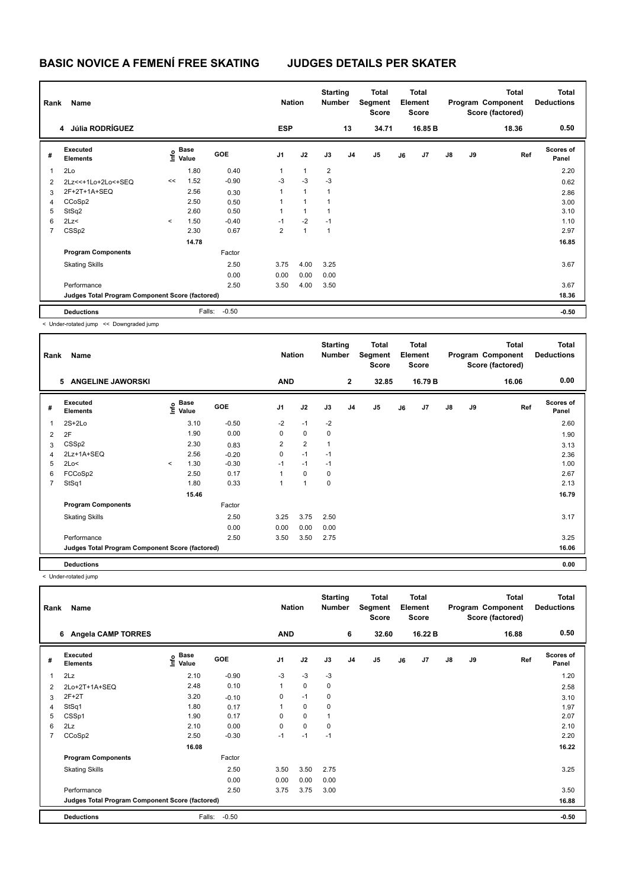# BASIC NOVICE A FEMENÍ FREE SKATING — JUDGES DETAILS PER SKATER

| Rank | Name | Nation | Starting Number | Total Segment Score | Total Element Score | Total Program Component Score (factored) | Total Deductions |
|---|---|---|---|---|---|---|---|
| 4 | Júlia RODRÍGUEZ | ESP | 13 | 34.71 | 16.85 B | 18.36 | 0.50 |

| # | Executed Elements | Info | Base Value | GOE | J1 | J2 | J3 | J4 | J5 | J6 | J7 | J8 | J9 | Ref | Scores of Panel |
|---|---|---|---|---|---|---|---|---|---|---|---|---|---|---|---|
| 1 | 2Lo | | 1.80 | 0.40 | 1 | 1 | 2 | | | | | | | | 2.20 |
| 2 | 2Lz<<+1Lo+2Lo<+SEQ | << | 1.52 | -0.90 | -3 | -3 | -3 | | | | | | | | 0.62 |
| 3 | 2F+2T+1A+SEQ | | 2.56 | 0.30 | 1 | 1 | 1 | | | | | | | | 2.86 |
| 4 | CCoSp2 | | 2.50 | 0.50 | 1 | 1 | 1 | | | | | | | | 3.00 |
| 5 | StSq2 | | 2.60 | 0.50 | 1 | 1 | 1 | | | | | | | | 3.10 |
| 6 | 2Lz< | < | 1.50 | -0.40 | -1 | -2 | -1 | | | | | | | | 1.10 |
| 7 | CSSp2 | | 2.30 | 0.67 | 2 | 1 | 1 | | | | | | | | 2.97 |
| | | | 14.78 | | | | | | | | | | | | 16.85 |
| | **Program Components** | | | Factor | | | | | | | | | | | |
| | Skating Skills | | | 2.50 | 3.75 | 4.00 | 3.25 | | | | | | | | 3.67 |
| | | | | 0.00 | 0.00 | 0.00 | 0.00 | | | | | | | | |
| | Performance | | | 2.50 | 3.50 | 4.00 | 3.50 | | | | | | | | 3.67 |
| | **Judges Total Program Component Score (factored)** | | | | | | | | | | | | | | 18.36 |
| | **Deductions** | | | Falls: -0.50 | | | | | | | | | | | -0.50 |

< Under-rotated jump << Downgraded jump

| Rank | Name | Nation | Starting Number | Total Segment Score | Total Element Score | Total Program Component Score (factored) | Total Deductions |
|---|---|---|---|---|---|---|---|
| 5 | ANGELINE JAWORSKI | AND | 2 | 32.85 | 16.79 B | 16.06 | 0.00 |

| # | Executed Elements | Info | Base Value | GOE | J1 | J2 | J3 | J4 | J5 | J6 | J7 | J8 | J9 | Ref | Scores of Panel |
|---|---|---|---|---|---|---|---|---|---|---|---|---|---|---|---|
| 1 | 2S+2Lo | | 3.10 | -0.50 | -2 | -1 | -2 | | | | | | | | 2.60 |
| 2 | 2F | | 1.90 | 0.00 | 0 | 0 | 0 | | | | | | | | 1.90 |
| 3 | CSSp2 | | 2.30 | 0.83 | 2 | 2 | 1 | | | | | | | | 3.13 |
| 4 | 2Lz+1A+SEQ | | 2.56 | -0.20 | 0 | -1 | -1 | | | | | | | | 2.36 |
| 5 | 2Lo< | < | 1.30 | -0.30 | -1 | -1 | -1 | | | | | | | | 1.00 |
| 6 | FCCoSp2 | | 2.50 | 0.17 | 1 | 0 | 0 | | | | | | | | 2.67 |
| 7 | StSq1 | | 1.80 | 0.33 | 1 | 1 | 0 | | | | | | | | 2.13 |
| | | | 15.46 | | | | | | | | | | | | 16.79 |
| | **Program Components** | | | Factor | | | | | | | | | | | |
| | Skating Skills | | | 2.50 | 3.25 | 3.75 | 2.50 | | | | | | | | 3.17 |
| | | | | 0.00 | 0.00 | 0.00 | 0.00 | | | | | | | | |
| | Performance | | | 2.50 | 3.50 | 3.50 | 2.75 | | | | | | | | 3.25 |
| | **Judges Total Program Component Score (factored)** | | | | | | | | | | | | | | 16.06 |
| | **Deductions** | | | | | | | | | | | | | | 0.00 |

< Under-rotated jump

| Rank | Name | Nation | Starting Number | Total Segment Score | Total Element Score | Total Program Component Score (factored) | Total Deductions |
|---|---|---|---|---|---|---|---|
| 6 | Angela CAMP TORRES | AND | 6 | 32.60 | 16.22 B | 16.88 | 0.50 |

| # | Executed Elements | Info | Base Value | GOE | J1 | J2 | J3 | J4 | J5 | J6 | J7 | J8 | J9 | Ref | Scores of Panel |
|---|---|---|---|---|---|---|---|---|---|---|---|---|---|---|---|
| 1 | 2Lz | | 2.10 | -0.90 | -3 | -3 | -3 | | | | | | | | 1.20 |
| 2 | 2Lo+2T+1A+SEQ | | 2.48 | 0.10 | 1 | 0 | 0 | | | | | | | | 2.58 |
| 3 | 2F+2T | | 3.20 | -0.10 | 0 | -1 | 0 | | | | | | | | 3.10 |
| 4 | StSq1 | | 1.80 | 0.17 | 1 | 0 | 0 | | | | | | | | 1.97 |
| 5 | CSSp1 | | 1.90 | 0.17 | 0 | 0 | 1 | | | | | | | | 2.07 |
| 6 | 2Lz | | 2.10 | 0.00 | 0 | 0 | 0 | | | | | | | | 2.10 |
| 7 | CCoSp2 | | 2.50 | -0.30 | -1 | -1 | -1 | | | | | | | | 2.20 |
| | | | 16.08 | | | | | | | | | | | | 16.22 |
| | **Program Components** | | | Factor | | | | | | | | | | | |
| | Skating Skills | | | 2.50 | 3.50 | 3.50 | 2.75 | | | | | | | | 3.25 |
| | | | | 0.00 | 0.00 | 0.00 | 0.00 | | | | | | | | |
| | Performance | | | 2.50 | 3.75 | 3.75 | 3.00 | | | | | | | | 3.50 |
| | **Judges Total Program Component Score (factored)** | | | | | | | | | | | | | | 16.88 |
| | **Deductions** | | | Falls: -0.50 | | | | | | | | | | | -0.50 |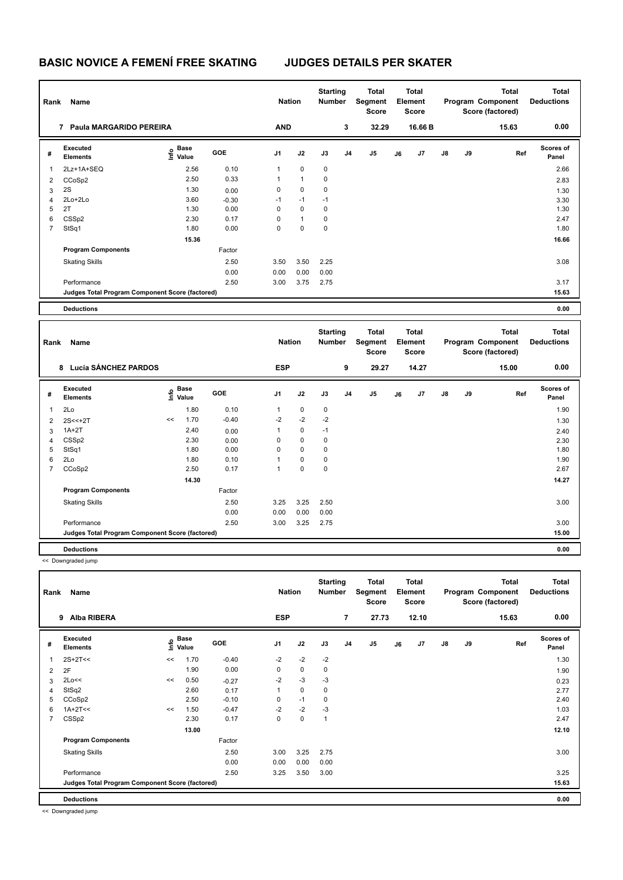# BASIC NOVICE A FEMENÍ FREE SKATING JUDGES DETAILS PER SKATER

| Rank | Name | Nation | Starting Number | Total Segment Score | Total Element Score | Total Program Component Score (factored) | Total Deductions |
|---|---|---|---|---|---|---|---|
| 7 | Paula MARGARIDO PEREIRA | AND | 3 | 32.29 | 16.66 B | 15.63 | 0.00 |

| # | Executed Elements | Info | Base Value | GOE | J1 | J2 | J3 | J4 | J5 | J6 | J7 | J8 | J9 | Ref | Scores of Panel |
|---|---|---|---|---|---|---|---|---|---|---|---|---|---|---|---|
| 1 | 2Lz+1A+SEQ | | 2.56 | 0.10 | 1 | 0 | 0 | | | | | | | | 2.66 |
| 2 | CCoSp2 | | 2.50 | 0.33 | 1 | 1 | 0 | | | | | | | | 2.83 |
| 3 | 2S | | 1.30 | 0.00 | 0 | 0 | 0 | | | | | | | | 1.30 |
| 4 | 2Lo+2Lo | | 3.60 | -0.30 | -1 | -1 | -1 | | | | | | | | 3.30 |
| 5 | 2T | | 1.30 | 0.00 | 0 | 0 | 0 | | | | | | | | 1.30 |
| 6 | CSSp2 | | 2.30 | 0.17 | 0 | 1 | 0 | | | | | | | | 2.47 |
| 7 | StSq1 | | 1.80 | 0.00 | 0 | 0 | 0 | | | | | | | | 1.80 |
| | | | 15.36 | | | | | | | | | | | | 16.66 |
| | **Program Components** | | | Factor | | | | | | | | | | | |
| | Skating Skills | | | 2.50 | 3.50 | 3.50 | 2.25 | | | | | | | | 3.08 |
| | | | | 0.00 | 0.00 | 0.00 | 0.00 | | | | | | | | |
| | Performance | | | 2.50 | 3.00 | 3.75 | 2.75 | | | | | | | | 3.17 |
| | **Judges Total Program Component Score (factored)** | | | | | | | | | | | | | | 15.63 |
| | **Deductions** | | | | | | | | | | | | | | 0.00 |

| Rank | Name | Nation | Starting Number | Total Segment Score | Total Element Score | Total Program Component Score (factored) | Total Deductions |
|---|---|---|---|---|---|---|---|
| 8 | Lucía SÁNCHEZ PARDOS | ESP | 9 | 29.27 | 14.27 | 15.00 | 0.00 |

| # | Executed Elements | Info | Base Value | GOE | J1 | J2 | J3 | J4 | J5 | J6 | J7 | J8 | J9 | Ref | Scores of Panel |
|---|---|---|---|---|---|---|---|---|---|---|---|---|---|---|---|
| 1 | 2Lo | | 1.80 | 0.10 | 1 | 0 | 0 | | | | | | | | 1.90 |
| 2 | 2S<<+2T | << | 1.70 | -0.40 | -2 | -2 | -2 | | | | | | | | 1.30 |
| 3 | 1A+2T | | 2.40 | 0.00 | 1 | 0 | -1 | | | | | | | | 2.40 |
| 4 | CSSp2 | | 2.30 | 0.00 | 0 | 0 | 0 | | | | | | | | 2.30 |
| 5 | StSq1 | | 1.80 | 0.00 | 0 | 0 | 0 | | | | | | | | 1.80 |
| 6 | 2Lo | | 1.80 | 0.10 | 1 | 0 | 0 | | | | | | | | 1.90 |
| 7 | CCoSp2 | | 2.50 | 0.17 | 1 | 0 | 0 | | | | | | | | 2.67 |
| | | | 14.30 | | | | | | | | | | | | 14.27 |
| | **Program Components** | | | Factor | | | | | | | | | | | |
| | Skating Skills | | | 2.50 | 3.25 | 3.25 | 2.50 | | | | | | | | 3.00 |
| | | | | 0.00 | 0.00 | 0.00 | 0.00 | | | | | | | | |
| | Performance | | | 2.50 | 3.00 | 3.25 | 2.75 | | | | | | | | 3.00 |
| | **Judges Total Program Component Score (factored)** | | | | | | | | | | | | | | 15.00 |
| | **Deductions** | | | | | | | | | | | | | | 0.00 |

<< Downgraded jump

| Rank | Name | Nation | Starting Number | Total Segment Score | Total Element Score | Total Program Component Score (factored) | Total Deductions |
|---|---|---|---|---|---|---|---|
| 9 | Alba RIBERA | ESP | 7 | 27.73 | 12.10 | 15.63 | 0.00 |

| # | Executed Elements | Info | Base Value | GOE | J1 | J2 | J3 | J4 | J5 | J6 | J7 | J8 | J9 | Ref | Scores of Panel |
|---|---|---|---|---|---|---|---|---|---|---|---|---|---|---|---|
| 1 | 2S+2T<< | << | 1.70 | -0.40 | -2 | -2 | -2 | | | | | | | | 1.30 |
| 2 | 2F | | 1.90 | 0.00 | 0 | 0 | 0 | | | | | | | | 1.90 |
| 3 | 2Lo<< | << | 0.50 | -0.27 | -2 | -3 | -3 | | | | | | | | 0.23 |
| 4 | StSq2 | | 2.60 | 0.17 | 1 | 0 | 0 | | | | | | | | 2.77 |
| 5 | CCoSp2 | | 2.50 | -0.10 | 0 | -1 | 0 | | | | | | | | 2.40 |
| 6 | 1A+2T<< | << | 1.50 | -0.47 | -2 | -2 | -3 | | | | | | | | 1.03 |
| 7 | CSSp2 | | 2.30 | 0.17 | 0 | 0 | 1 | | | | | | | | 2.47 |
| | | | 13.00 | | | | | | | | | | | | 12.10 |
| | **Program Components** | | | Factor | | | | | | | | | | | |
| | Skating Skills | | | 2.50 | 3.00 | 3.25 | 2.75 | | | | | | | | 3.00 |
| | | | | 0.00 | 0.00 | 0.00 | 0.00 | | | | | | | | |
| | Performance | | | 2.50 | 3.25 | 3.50 | 3.00 | | | | | | | | 3.25 |
| | **Judges Total Program Component Score (factored)** | | | | | | | | | | | | | | 15.63 |
| | **Deductions** | | | | | | | | | | | | | | 0.00 |

<< Downgraded jump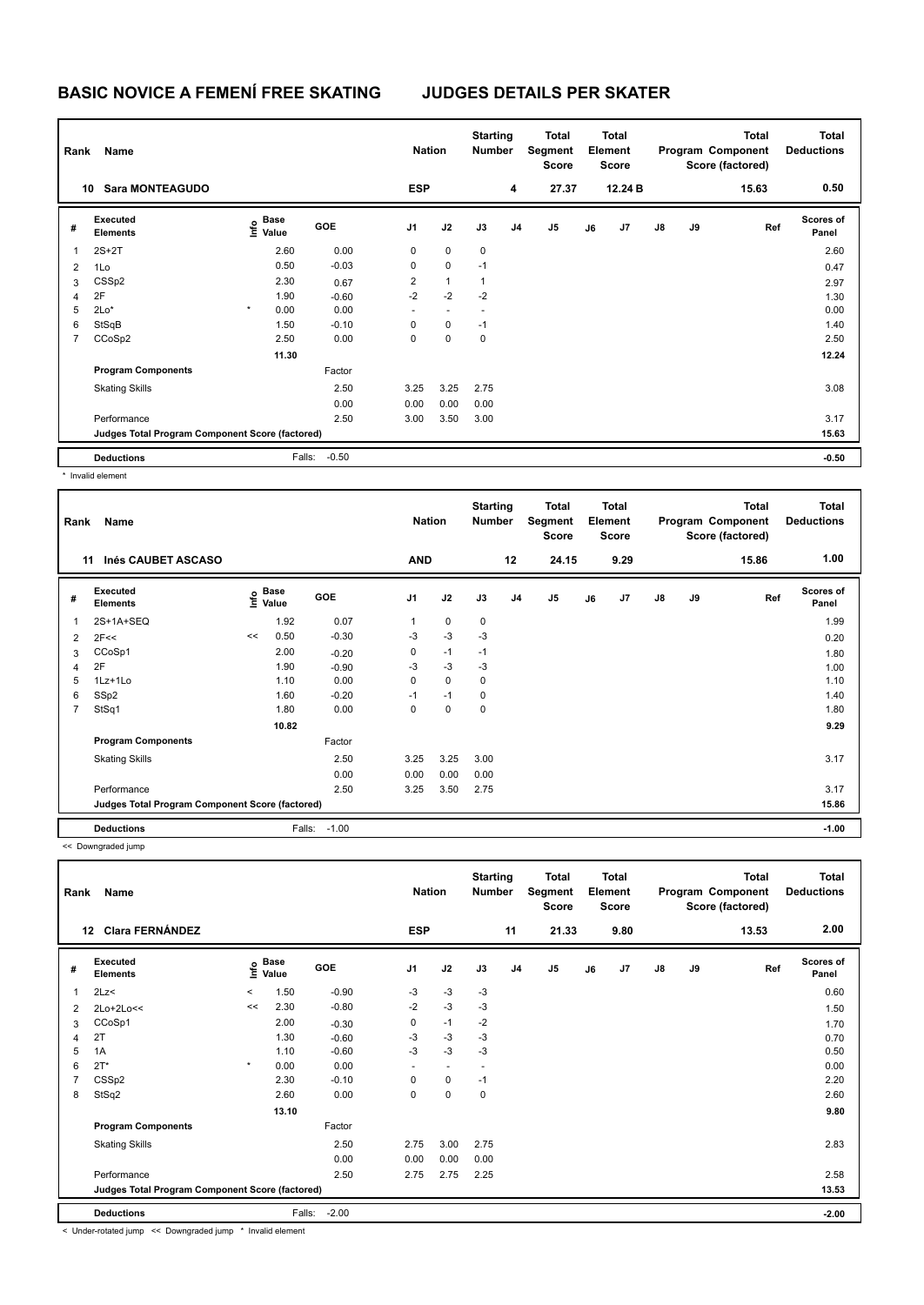# BASIC NOVICE A FEMENÍ FREE SKATING JUDGES DETAILS PER SKATER

| Rank | Name | Nation | Starting Number | Total Segment Score | Total Element Score | Total Program Component Score (factored) | Total Deductions |
|---|---|---|---|---|---|---|---|
| 10 | Sara MONTEAGUDO | ESP | 4 | 27.37 | 12.24 B | 15.63 | 0.50 |

| # | Executed Elements | Info | Base Value | GOE | J1 | J2 | J3 | J4 | J5 | J6 | J7 | J8 | J9 | Ref | Scores of Panel |
|---|---|---|---|---|---|---|---|---|---|---|---|---|---|---|---|
| 1 | 2S+2T | | 2.60 | 0.00 | 0 | 0 | 0 | | | | | | | | 2.60 |
| 2 | 1Lo | | 0.50 | -0.03 | 0 | 0 | -1 | | | | | | | | 0.47 |
| 3 | CSSp2 | | 2.30 | 0.67 | 2 | 1 | 1 | | | | | | | | 2.97 |
| 4 | 2F | | 1.90 | -0.60 | -2 | -2 | -2 | | | | | | | | 1.30 |
| 5 | 2Lo* | * | 0.00 | 0.00 | - | - | - | | | | | | | | 0.00 |
| 6 | StSqB | | 1.50 | -0.10 | 0 | 0 | -1 | | | | | | | | 1.40 |
| 7 | CCoSp2 | | 2.50 | 0.00 | 0 | 0 | 0 | | | | | | | | 2.50 |
| | | | 11.30 | | | | | | | | | | | | 12.24 |
| | **Program Components** | | | Factor | | | | | | | | | | | |
| | Skating Skills | | | 2.50 | 3.25 | 3.25 | 2.75 | | | | | | | | 3.08 |
| | | | | 0.00 | 0.00 | 0.00 | 0.00 | | | | | | | | |
| | Performance | | | 2.50 | 3.00 | 3.50 | 3.00 | | | | | | | | 3.17 |
| | **Judges Total Program Component Score (factored)** | | | | | | | | | | | | | | 15.63 |
| | **Deductions** | | Falls: | -0.50 | | | | | | | | | | | -0.50 |

\* Invalid element

| Rank | Name | Nation | Starting Number | Total Segment Score | Total Element Score | Total Program Component Score (factored) | Total Deductions |
|---|---|---|---|---|---|---|---|
| 11 | Inés CAUBET ASCASO | AND | 12 | 24.15 | 9.29 | 15.86 | 1.00 |

| # | Executed Elements | Info | Base Value | GOE | J1 | J2 | J3 | J4 | J5 | J6 | J7 | J8 | J9 | Ref | Scores of Panel |
|---|---|---|---|---|---|---|---|---|---|---|---|---|---|---|---|
| 1 | 2S+1A+SEQ | | 1.92 | 0.07 | 1 | 0 | 0 | | | | | | | | 1.99 |
| 2 | 2F<< | << | 0.50 | -0.30 | -3 | -3 | -3 | | | | | | | | 0.20 |
| 3 | CCoSp1 | | 2.00 | -0.20 | 0 | -1 | -1 | | | | | | | | 1.80 |
| 4 | 2F | | 1.90 | -0.90 | -3 | -3 | -3 | | | | | | | | 1.00 |
| 5 | 1Lz+1Lo | | 1.10 | 0.00 | 0 | 0 | 0 | | | | | | | | 1.10 |
| 6 | SSp2 | | 1.60 | -0.20 | -1 | -1 | 0 | | | | | | | | 1.40 |
| 7 | StSq1 | | 1.80 | 0.00 | 0 | 0 | 0 | | | | | | | | 1.80 |
| | | | 10.82 | | | | | | | | | | | | 9.29 |
| | **Program Components** | | | Factor | | | | | | | | | | | |
| | Skating Skills | | | 2.50 | 3.25 | 3.25 | 3.00 | | | | | | | | 3.17 |
| | | | | 0.00 | 0.00 | 0.00 | 0.00 | | | | | | | | |
| | Performance | | | 2.50 | 3.25 | 3.50 | 2.75 | | | | | | | | 3.17 |
| | **Judges Total Program Component Score (factored)** | | | | | | | | | | | | | | 15.86 |
| | **Deductions** | | Falls: | -1.00 | | | | | | | | | | | -1.00 |

<< Downgraded jump

| Rank | Name | Nation | Starting Number | Total Segment Score | Total Element Score | Total Program Component Score (factored) | Total Deductions |
|---|---|---|---|---|---|---|---|
| 12 | Clara FERNÁNDEZ | ESP | 11 | 21.33 | 9.80 | 13.53 | 2.00 |

| # | Executed Elements | Info | Base Value | GOE | J1 | J2 | J3 | J4 | J5 | J6 | J7 | J8 | J9 | Ref | Scores of Panel |
|---|---|---|---|---|---|---|---|---|---|---|---|---|---|---|---|
| 1 | 2Lz< | < | 1.50 | -0.90 | -3 | -3 | -3 | | | | | | | | 0.60 |
| 2 | 2Lo+2Lo<< | << | 2.30 | -0.80 | -2 | -3 | -3 | | | | | | | | 1.50 |
| 3 | CCoSp1 | | 2.00 | -0.30 | 0 | -1 | -2 | | | | | | | | 1.70 |
| 4 | 2T | | 1.30 | -0.60 | -3 | -3 | -3 | | | | | | | | 0.70 |
| 5 | 1A | | 1.10 | -0.60 | -3 | -3 | -3 | | | | | | | | 0.50 |
| 6 | 2T* | * | 0.00 | 0.00 | - | - | - | | | | | | | | 0.00 |
| 7 | CSSp2 | | 2.30 | -0.10 | 0 | 0 | -1 | | | | | | | | 2.20 |
| 8 | StSq2 | | 2.60 | 0.00 | 0 | 0 | 0 | | | | | | | | 2.60 |
| | | | 13.10 | | | | | | | | | | | | 9.80 |
| | **Program Components** | | | Factor | | | | | | | | | | | |
| | Skating Skills | | | 2.50 | 2.75 | 3.00 | 2.75 | | | | | | | | 2.83 |
| | | | | 0.00 | 0.00 | 0.00 | 0.00 | | | | | | | | |
| | Performance | | | 2.50 | 2.75 | 2.75 | 2.25 | | | | | | | | 2.58 |
| | **Judges Total Program Component Score (factored)** | | | | | | | | | | | | | | 13.53 |
| | **Deductions** | | Falls: | -2.00 | | | | | | | | | | | -2.00 |

< Under-rotated jump << Downgraded jump * Invalid element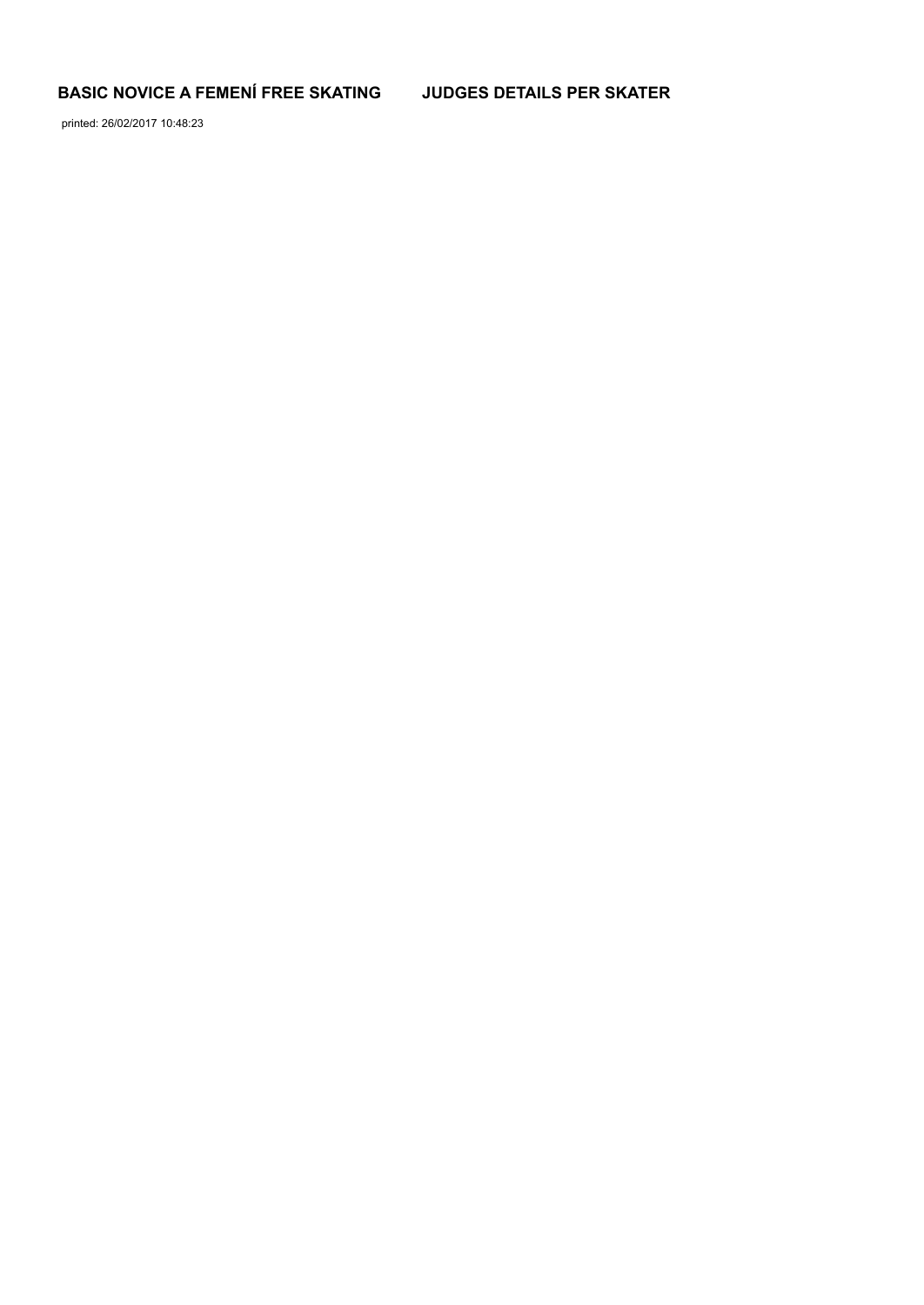**BASIC NOVICE A FEMENÍ FREE SKATING JUDGES DETAILS PER SKATER**

printed: 26/02/2017 10:48:23